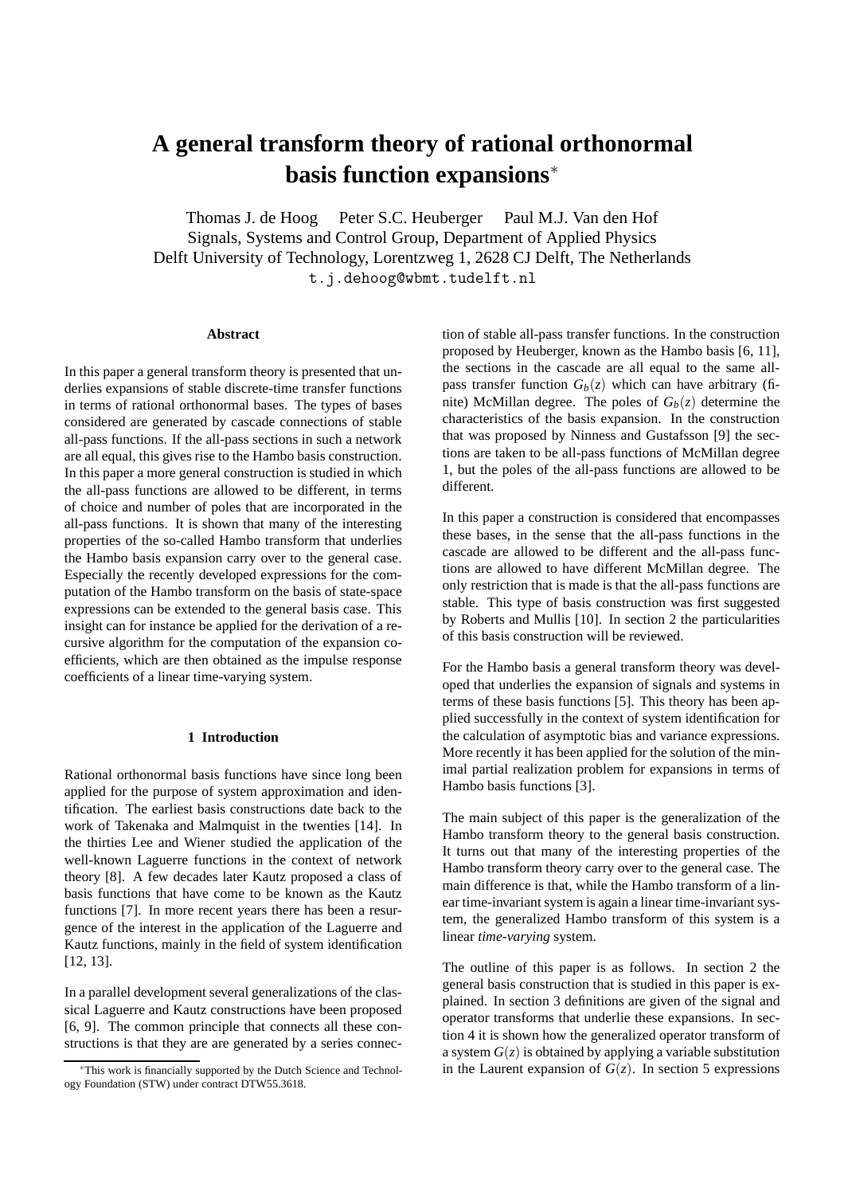# A general transform theory of rational orthonormal basis function expansions*

Thomas J. de Hoog   Peter S.C. Heuberger   Paul M.J. Van den Hof
Signals, Systems and Control Group, Department of Applied Physics
Delft University of Technology, Lorentzweg 1, 2628 CJ Delft, The Netherlands
t.j.dehoog@wbmt.tudelft.nl

## Abstract

In this paper a general transform theory is presented that underlies expansions of stable discrete-time transfer functions in terms of rational orthonormal bases. The types of bases considered are generated by cascade connections of stable all-pass functions. If the all-pass sections in such a network are all equal, this gives rise to the Hambo basis construction. In this paper a more general construction is studied in which the all-pass functions are allowed to be different, in terms of choice and number of poles that are incorporated in the all-pass functions. It is shown that many of the interesting properties of the so-called Hambo transform that underlies the Hambo basis expansion carry over to the general case. Especially the recently developed expressions for the computation of the Hambo transform on the basis of state-space expressions can be extended to the general basis case. This insight can for instance be applied for the derivation of a recursive algorithm for the computation of the expansion coefficients, which are then obtained as the impulse response coefficients of a linear time-varying system.

## 1 Introduction

Rational orthonormal basis functions have since long been applied for the purpose of system approximation and identification. The earliest basis constructions date back to the work of Takenaka and Malmquist in the twenties [14]. In the thirties Lee and Wiener studied the application of the well-known Laguerre functions in the context of network theory [8]. A few decades later Kautz proposed a class of basis functions that have come to be known as the Kautz functions [7]. In more recent years there has been a resurgence of the interest in the application of the Laguerre and Kautz functions, mainly in the field of system identification [12, 13].

In a parallel development several generalizations of the classical Laguerre and Kautz constructions have been proposed [6, 9]. The common principle that connects all these constructions is that they are are generated by a series connection of stable all-pass transfer functions. In the construction proposed by Heuberger, known as the Hambo basis [6, 11], the sections in the cascade are all equal to the same all-pass transfer function $G_b(z)$ which can have arbitrary (finite) McMillan degree. The poles of $G_b(z)$ determine the characteristics of the basis expansion. In the construction that was proposed by Ninness and Gustafsson [9] the sections are taken to be all-pass functions of McMillan degree 1, but the poles of the all-pass functions are allowed to be different.

In this paper a construction is considered that encompasses these bases, in the sense that the all-pass functions in the cascade are allowed to be different and the all-pass functions are allowed to have different McMillan degree. The only restriction that is made is that the all-pass functions are stable. This type of basis construction was first suggested by Roberts and Mullis [10]. In section 2 the particularities of this basis construction will be reviewed.

For the Hambo basis a general transform theory was developed that underlies the expansion of signals and systems in terms of these basis functions [5]. This theory has been applied successfully in the context of system identification for the calculation of asymptotic bias and variance expressions. More recently it has been applied for the solution of the minimal partial realization problem for expansions in terms of Hambo basis functions [3].

The main subject of this paper is the generalization of the Hambo transform theory to the general basis construction. It turns out that many of the interesting properties of the Hambo transform theory carry over to the general case. The main difference is that, while the Hambo transform of a linear time-invariant system is again a linear time-invariant system, the generalized Hambo transform of this system is a linear *time-varying* system.

The outline of this paper is as follows. In section 2 the general basis construction that is studied in this paper is explained. In section 3 definitions are given of the signal and operator transforms that underlie these expansions. In section 4 it is shown how the generalized operator transform of a system $G(z)$ is obtained by applying a variable substitution in the Laurent expansion of $G(z)$. In section 5 expressions

*This work is financially supported by the Dutch Science and Technology Foundation (STW) under contract DTW55.3618.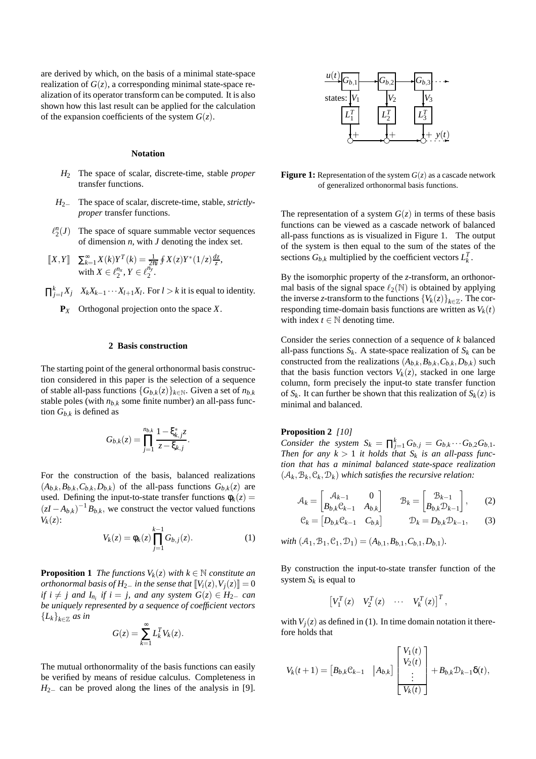are derived by which, on the basis of a minimal state-space realization of $G(z)$, a corresponding minimal state-space realization of its operator transform can be computed. It is also shown how this last result can be applied for the calculation of the expansion coefficients of the system $G(z)$.

**Notation**

- $H_2$ — The space of scalar, discrete-time, stable *proper* transfer functions.
- $H_{2-}$ — The space of scalar, discrete-time, stable, *strictly-proper* transfer functions.
- $\ell_2^n(J)$ — The space of square summable vector sequences of dimension $n$, with $J$ denoting the index set.
- $[\![X,Y]\!]$ — $\sum_{k=1}^{\infty} X(k)Y^T(k) = \frac{1}{2\pi i}\oint X(z)Y^*(1/z)\frac{dz}{z}$, with $X \in \ell_2^{n_x}, Y \in \ell_2^{n_y}$.
- $\prod_{j=l}^{k} X_j$ — $X_k X_{k-1}\cdots X_{l+1}X_l$. For $l > k$ it is equal to identity.
- $\mathbf{P}_X$ — Orthogonal projection onto the space $X$.

## 2 Basis construction

The starting point of the general orthonormal basis construction considered in this paper is the selection of a sequence of stable all-pass functions $\{G_{b,k}(z)\}_{k\in\mathbb{N}}$. Given a set of $n_{b,k}$ stable poles (with $n_{b,k}$ some finite number) an all-pass function $G_{b,k}$ is defined as

$$G_{b,k}(z) = \prod_{j=1}^{n_{b,k}} \frac{1-\xi_{k,j}^* z}{z-\xi_{k,j}}.$$

For the construction of the basis, balanced realizations $(A_{b,k},B_{b,k},C_{b,k},D_{b,k})$ of the all-pass functions $G_{b,k}(z)$ are used. Defining the input-to-state transfer functions $\phi_k(z) = (zI - A_{b,k})^{-1}B_{b,k}$, we construct the vector valued functions $V_k(z)$:

$$V_k(z) = \phi_k(z)\prod_{j=1}^{k-1} G_{b,j}(z). \tag{1}$$

**Proposition 1** *The functions $V_k(z)$ with $k \in \mathbb{N}$ constitute an orthonormal basis of $H_{2-}$ in the sense that $[\![V_i(z),V_j(z)]\!] = 0$ if $i \neq j$ and $I_{n_i}$ if $i = j$, and any system $G(z) \in H_{2-}$ can be uniquely represented by a sequence of coefficient vectors $\{L_k\}_{k\in\mathbb{Z}}$ as in*

$$G(z) = \sum_{k=1}^{\infty} L_k^T V_k(z).$$

The mutual orthonormality of the basis functions can easily be verified by means of residue calculus. Completeness in $H_{2-}$ can be proved along the lines of the analysis in [9].

**Figure 1:** Representation of the system $G(z)$ as a cascade network of generalized orthonormal basis functions.

The representation of a system $G(z)$ in terms of these basis functions can be viewed as a cascade network of balanced all-pass functions as is visualized in Figure 1. The output of the system is then equal to the sum of the states of the sections $G_{b,k}$ multiplied by the coefficient vectors $L_k^T$.

By the isomorphic property of the $z$-transform, an orthonormal basis of the signal space $\ell_2(\mathbb{N})$ is obtained by applying the inverse $z$-transform to the functions $\{V_k(z)\}_{k\in\mathbb{Z}}$. The corresponding time-domain basis functions are written as $V_k(t)$ with index $t \in \mathbb{N}$ denoting time.

Consider the series connection of a sequence of $k$ balanced all-pass functions $S_k$. A state-space realization of $S_k$ can be constructed from the realizations $(A_{b,k},B_{b,k},C_{b,k},D_{b,k})$ such that the basis function vectors $V_k(z)$, stacked in one large column, form precisely the input-to state transfer function of $S_k$. It can further be shown that this realization of $S_k(z)$ is minimal and balanced.

**Proposition 2** *[10]*
*Consider the system $S_k = \prod_{j=1}^{k} G_{b,j} = G_{b,k}\cdots G_{b,2}G_{b,1}$. Then for any $k > 1$ it holds that $S_k$ is an all-pass function that has a minimal balanced state-space realization $(\mathcal{A}_k,\mathcal{B}_k,\mathcal{C}_k,\mathcal{D}_k)$ which satisfies the recursive relation:*

$$\mathcal{A}_k = \begin{bmatrix} \mathcal{A}_{k-1} & 0 \\ B_{b,k}\mathcal{C}_{k-1} & A_{b,k} \end{bmatrix} \qquad \mathcal{B}_k = \begin{bmatrix} \mathcal{B}_{k-1} \\ B_{b,k}\mathcal{D}_{k-1} \end{bmatrix}, \tag{2}$$

$$\mathcal{C}_k = \begin{bmatrix} D_{b,k}\mathcal{C}_{k-1} & C_{b,k} \end{bmatrix} \qquad \mathcal{D}_k = D_{b,k}\mathcal{D}_{k-1}, \tag{3}$$

*with $(\mathcal{A}_1,\mathcal{B}_1,\mathcal{C}_1,\mathcal{D}_1) = (A_{b,1},B_{b,1},C_{b,1},D_{b,1})$.*

By construction the input-to-state transfer function of the system $S_k$ is equal to

$$\begin{bmatrix} V_1^T(z) & V_2^T(z) & \cdots & V_k^T(z) \end{bmatrix}^T,$$

with $V_j(z)$ as defined in (1). In time domain notation it therefore holds that

$$V_k(t+1) = \begin{bmatrix} B_{b,k}\mathcal{C}_{k-1} & \Big| A_{b,k} \end{bmatrix} \begin{bmatrix} V_1(t) \\ V_2(t) \\ \vdots \\ \hline V_k(t) \end{bmatrix} + B_{b,k}\mathcal{D}_{k-1}\delta(t),$$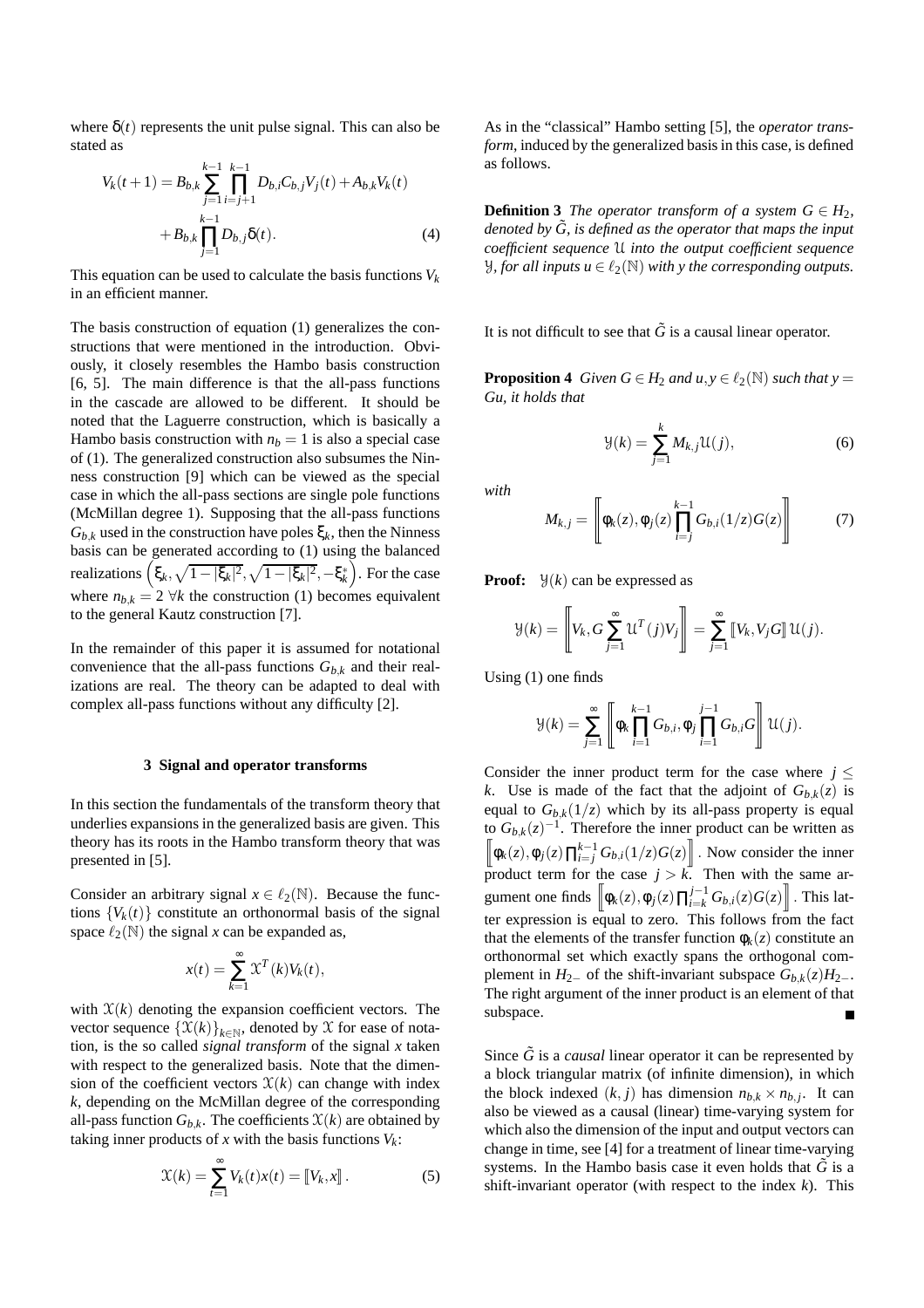where $\delta(t)$ represents the unit pulse signal. This can also be stated as

$$V_k(t+1) = B_{b,k} \sum_{j=1}^{k-1} \prod_{i=j+1}^{k-1} D_{b,i} C_{b,j} V_j(t) + A_{b,k} V_k(t) + B_{b,k} \prod_{j=1}^{k-1} D_{b,j} \delta(t). \quad (4)$$

This equation can be used to calculate the basis functions $V_k$ in an efficient manner.

The basis construction of equation (1) generalizes the constructions that were mentioned in the introduction. Obviously, it closely resembles the Hambo basis construction [6, 5]. The main difference is that the all-pass functions in the cascade are allowed to be different. It should be noted that the Laguerre construction, which is basically a Hambo basis construction with $n_b = 1$ is also a special case of (1). The generalized construction also subsumes the Ninness construction [9] which can be viewed as the special case in which the all-pass sections are single pole functions (McMillan degree 1). Supposing that the all-pass functions $G_{b,k}$ used in the construction have poles $\xi_k$, then the Ninness basis can be generated according to (1) using the balanced realizations $\left(\xi_k, \sqrt{1-|\xi_k|^2}, \sqrt{1-|\xi_k|^2}, -\xi_k^*\right)$. For the case where $n_{b,k} = 2\ \forall k$ the construction (1) becomes equivalent to the general Kautz construction [7].

In the remainder of this paper it is assumed for notational convenience that the all-pass functions $G_{b,k}$ and their realizations are real. The theory can be adapted to deal with complex all-pass functions without any difficulty [2].

### 3 Signal and operator transforms

In this section the fundamentals of the transform theory that underlies expansions in the generalized basis are given. This theory has its roots in the Hambo transform theory that was presented in [5].

Consider an arbitrary signal $x \in \ell_2(\mathbb{N})$. Because the functions $\{V_k(t)\}$ constitute an orthonormal basis of the signal space $\ell_2(\mathbb{N})$ the signal $x$ can be expanded as,

$$x(t) = \sum_{k=1}^{\infty} \mathcal{X}^T(k) V_k(t),$$

with $\mathcal{X}(k)$ denoting the expansion coefficient vectors. The vector sequence $\{\mathcal{X}(k)\}_{k\in\mathbb{N}}$, denoted by $\mathcal{X}$ for ease of notation, is the so called *signal transform* of the signal $x$ taken with respect to the generalized basis. Note that the dimension of the coefficient vectors $\mathcal{X}(k)$ can change with index $k$, depending on the McMillan degree of the corresponding all-pass function $G_{b,k}$. The coefficients $\mathcal{X}(k)$ are obtained by taking inner products of $x$ with the basis functions $V_k$:

$$\mathcal{X}(k) = \sum_{t=1}^{\infty} V_k(t) x(t) = \llbracket V_k, x \rrbracket. \quad (5)$$

As in the "classical" Hambo setting [5], the *operator transform*, induced by the generalized basis in this case, is defined as follows.

**Definition 3** *The operator transform of a system $G \in H_2$, denoted by $\tilde{G}$, is defined as the operator that maps the input coefficient sequence $\mathcal{U}$ into the output coefficient sequence $\mathcal{Y}$, for all inputs $u \in \ell_2(\mathbb{N})$ with $y$ the corresponding outputs.*

It is not difficult to see that $\tilde{G}$ is a causal linear operator.

**Proposition 4** *Given $G \in H_2$ and $u, y \in \ell_2(\mathbb{N})$ such that $y = Gu$, it holds that*

$$\mathcal{Y}(k) = \sum_{j=1}^{k} M_{k,j} \mathcal{U}(j), \quad (6)$$

*with*

$$M_{k,j} = \left\llbracket \phi_k(z), \phi_j(z) \prod_{i=j}^{k-1} G_{b,i}(1/z) G(z) \right\rrbracket \quad (7)$$

**Proof:** $\mathcal{Y}(k)$ can be expressed as

$$\mathcal{Y}(k) = \left\llbracket V_k, G \sum_{j=1}^{\infty} \mathcal{U}^T(j) V_j \right\rrbracket = \sum_{j=1}^{\infty} \llbracket V_k, V_j G \rrbracket \, \mathcal{U}(j).$$

Using (1) one finds

$$\mathcal{Y}(k) = \sum_{j=1}^{\infty} \left\llbracket \phi_k \prod_{i=1}^{k-1} G_{b,i}, \phi_j \prod_{i=1}^{j-1} G_{b,i} G \right\rrbracket \mathcal{U}(j).$$

Consider the inner product term for the case where $j \le k$. Use is made of the fact that the adjoint of $G_{b,k}(z)$ is equal to $G_{b,k}(1/z)$ which by its all-pass property is equal to $G_{b,k}(z)^{-1}$. Therefore the inner product can be written as $\left\llbracket \phi_k(z), \phi_j(z) \prod_{i=j}^{k-1} G_{b,i}(1/z) G(z) \right\rrbracket$. Now consider the inner product term for the case $j > k$. Then with the same argument one finds $\left\llbracket \phi_k(z), \phi_j(z) \prod_{i=k}^{j-1} G_{b,i}(z) G(z) \right\rrbracket$. This latter expression is equal to zero. This follows from the fact that the elements of the transfer function $\phi_k(z)$ constitute an orthonormal set which exactly spans the orthogonal complement in $H_{2-}$ of the shift-invariant subspace $G_{b,k}(z) H_{2-}$. The right argument of the inner product is an element of that subspace. ∎

Since $\tilde{G}$ is a *causal* linear operator it can be represented by a block triangular matrix (of infinite dimension), in which the block indexed $(k, j)$ has dimension $n_{b,k} \times n_{b,j}$. It can also be viewed as a causal (linear) time-varying system for which also the dimension of the input and output vectors can change in time, see [4] for a treatment of linear time-varying systems. In the Hambo basis case it even holds that $\tilde{G}$ is a shift-invariant operator (with respect to the index $k$). This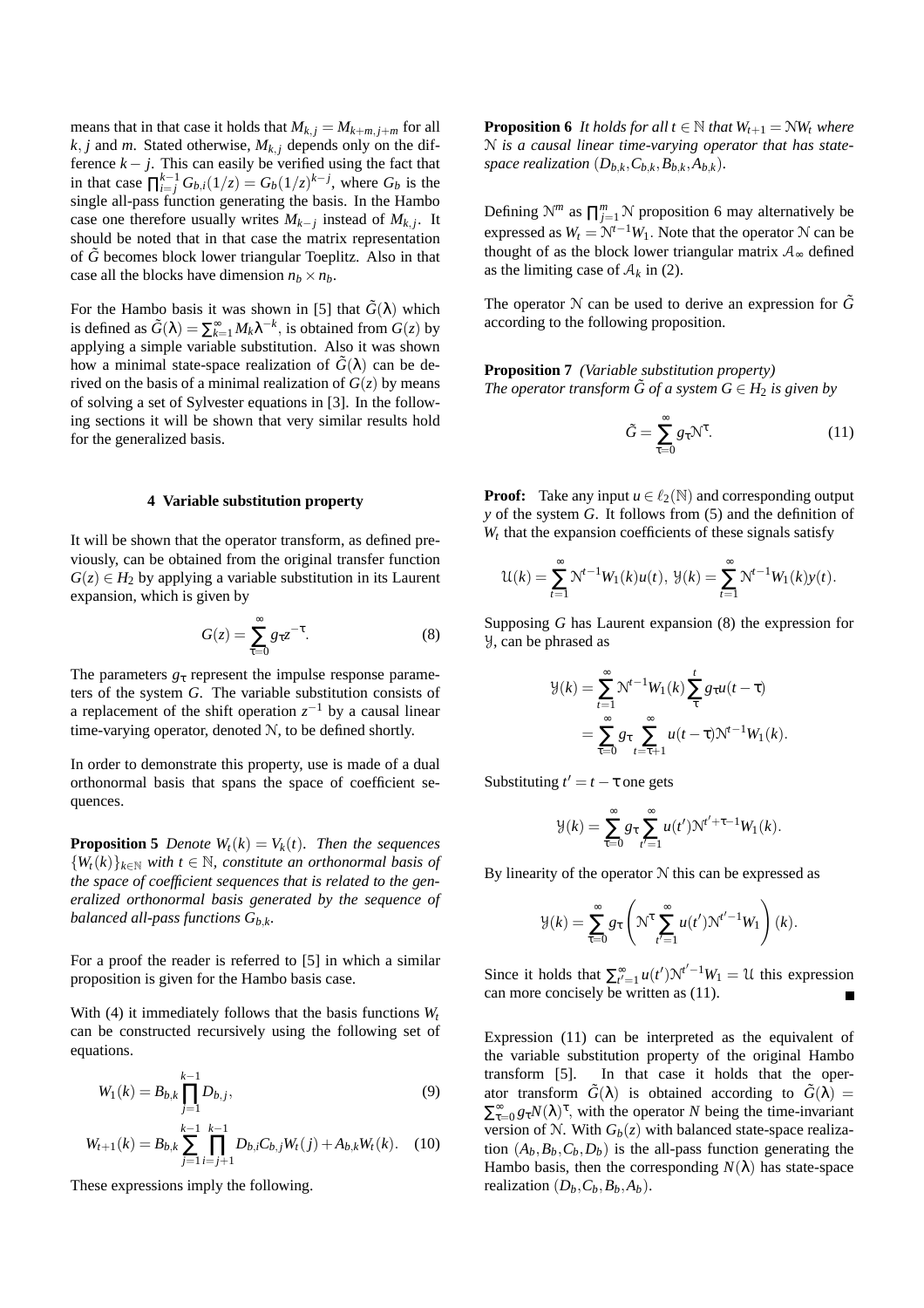means that in that case it holds that $M_{k,j} = M_{k+m,j+m}$ for all $k$, $j$ and $m$. Stated otherwise, $M_{k,j}$ depends only on the difference $k-j$. This can easily be verified using the fact that in that case $\prod_{i=j}^{k-1} G_{b,i}(1/z) = G_b(1/z)^{k-j}$, where $G_b$ is the single all-pass function generating the basis. In the Hambo case one therefore usually writes $M_{k-j}$ instead of $M_{k,j}$. It should be noted that in that case the matrix representation of $\tilde{G}$ becomes block lower triangular Toeplitz. Also in that case all the blocks have dimension $n_b \times n_b$.

For the Hambo basis it was shown in [5] that $\tilde{G}(\lambda)$ which is defined as $\tilde{G}(\lambda) = \sum_{k=1}^{\infty} M_k \lambda^{-k}$, is obtained from $G(z)$ by applying a simple variable substitution. Also it was shown how a minimal state-space realization of $\tilde{G}(\lambda)$ can be derived on the basis of a minimal realization of $G(z)$ by means of solving a set of Sylvester equations in [3]. In the following sections it will be shown that very similar results hold for the generalized basis.

## 4 Variable substitution property

It will be shown that the operator transform, as defined previously, can be obtained from the original transfer function $G(z) \in H_2$ by applying a variable substitution in its Laurent expansion, which is given by

$$G(z) = \sum_{\tau=0}^{\infty} g_\tau z^{-\tau}. \tag{8}$$

The parameters $g_\tau$ represent the impulse response parameters of the system $G$. The variable substitution consists of a replacement of the shift operation $z^{-1}$ by a causal linear time-varying operator, denoted $\mathcal{N}$, to be defined shortly.

In order to demonstrate this property, use is made of a dual orthonormal basis that spans the space of coefficient sequences.

**Proposition 5** *Denote $W_t(k) = V_k(t)$. Then the sequences $\{W_t(k)\}_{k\in\mathbb{N}}$ with $t \in \mathbb{N}$, constitute an orthonormal basis of the space of coefficient sequences that is related to the generalized orthonormal basis generated by the sequence of balanced all-pass functions $G_{b,k}$.*

For a proof the reader is referred to [5] in which a similar proposition is given for the Hambo basis case.

With (4) it immediately follows that the basis functions $W_t$ can be constructed recursively using the following set of equations.

$$W_1(k) = B_{b,k} \prod_{j=1}^{k-1} D_{b,j}, \tag{9}$$

$$W_{t+1}(k) = B_{b,k} \sum_{j=1}^{k-1} \prod_{i=j+1}^{k-1} D_{b,i} C_{b,j} W_t(j) + A_{b,k} W_t(k). \tag{10}$$

These expressions imply the following.

**Proposition 6** *It holds for all $t \in \mathbb{N}$ that $W_{t+1} = \mathcal{N} W_t$ where $\mathcal{N}$ is a causal linear time-varying operator that has state-space realization $(D_{b,k}, C_{b,k}, B_{b,k}, A_{b,k})$.*

Defining $\mathcal{N}^m$ as $\prod_{j=1}^{m} \mathcal{N}$ proposition 6 may alternatively be expressed as $W_t = \mathcal{N}^{t-1} W_1$. Note that the operator $\mathcal{N}$ can be thought of as the block lower triangular matrix $\mathcal{A}_\infty$ defined as the limiting case of $\mathcal{A}_k$ in (2).

The operator $\mathcal{N}$ can be used to derive an expression for $\tilde{G}$ according to the following proposition.

**Proposition 7** *(Variable substitution property)*
*The operator transform $\tilde{G}$ of a system $G \in H_2$ is given by*

$$\tilde{G} = \sum_{\tau=0}^{\infty} g_\tau \mathcal{N}^\tau. \tag{11}$$

**Proof:** Take any input $u \in \ell_2(\mathbb{N})$ and corresponding output $y$ of the system $G$. It follows from (5) and the definition of $W_t$ that the expansion coefficients of these signals satisfy

$$\mathcal{U}(k) = \sum_{t=1}^{\infty} \mathcal{N}^{t-1} W_1(k) u(t),\ \mathcal{Y}(k) = \sum_{t=1}^{\infty} \mathcal{N}^{t-1} W_1(k) y(t).$$

Supposing $G$ has Laurent expansion (8) the expression for $\mathcal{Y}$, can be phrased as

$$\begin{aligned}\mathcal{Y}(k) &= \sum_{t=1}^{\infty} \mathcal{N}^{t-1} W_1(k) \sum_{\tau}^{t} g_\tau u(t-\tau) \\ &= \sum_{\tau=0}^{\infty} g_\tau \sum_{t=\tau+1}^{\infty} u(t-\tau) \mathcal{N}^{t-1} W_1(k).\end{aligned}$$

Substituting $t' = t - \tau$ one gets

$$\mathcal{Y}(k) = \sum_{\tau=0}^{\infty} g_\tau \sum_{t'=1}^{\infty} u(t') \mathcal{N}^{t'+\tau-1} W_1(k).$$

By linearity of the operator $\mathcal{N}$ this can be expressed as

$$\mathcal{Y}(k) = \sum_{\tau=0}^{\infty} g_\tau \left( \mathcal{N}^\tau \sum_{t'=1}^{\infty} u(t') \mathcal{N}^{t'-1} W_1 \right)(k).$$

Since it holds that $\sum_{t'=1}^{\infty} u(t') \mathcal{N}^{t'-1} W_1 = \mathcal{U}$ this expression can more concisely be written as (11). ∎

Expression (11) can be interpreted as the equivalent of the variable substitution property of the original Hambo transform [5]. In that case it holds that the operator transform $\tilde{G}(\lambda)$ is obtained according to $\tilde{G}(\lambda) = \sum_{\tau=0}^{\infty} g_\tau N(\lambda)^\tau$, with the operator $N$ being the time-invariant version of $\mathcal{N}$. With $G_b(z)$ with balanced state-space realization $(A_b, B_b, C_b, D_b)$ is the all-pass function generating the Hambo basis, then the corresponding $N(\lambda)$ has state-space realization $(D_b, C_b, B_b, A_b)$.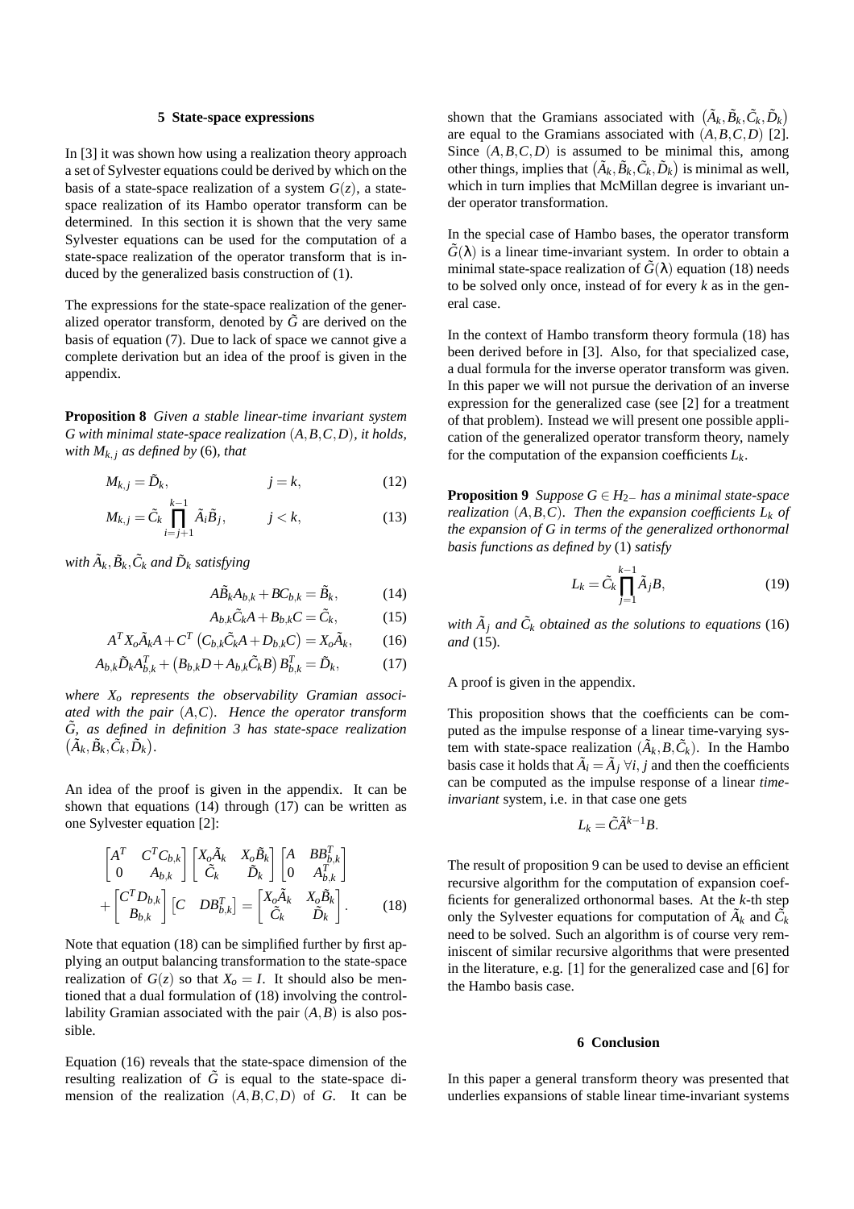## 5 State-space expressions

In [3] it was shown how using a realization theory approach a set of Sylvester equations could be derived by which on the basis of a state-space realization of a system $G(z)$, a state-space realization of its Hambo operator transform can be determined. In this section it is shown that the very same Sylvester equations can be used for the computation of a state-space realization of the operator transform that is induced by the generalized basis construction of (1).

The expressions for the state-space realization of the generalized operator transform, denoted by $\tilde{G}$ are derived on the basis of equation (7). Due to lack of space we cannot give a complete derivation but an idea of the proof is given in the appendix.

**Proposition 8** *Given a stable linear-time invariant system $G$ with minimal state-space realization $(A,B,C,D)$, it holds, with $M_{k,j}$ as defined by* (6)*, that*

$$M_{k,j} = \tilde{D}_k, \qquad j = k, \tag{12}$$

$$M_{k,j} = \tilde{C}_k \prod_{i=j+1}^{k-1} \tilde{A}_i \tilde{B}_j, \qquad j < k, \tag{13}$$

*with $\tilde{A}_k, \tilde{B}_k, \tilde{C}_k$ and $\tilde{D}_k$ satisfying*

$$A\tilde{B}_k A_{b,k} + BC_{b,k} = \tilde{B}_k, \tag{14}$$

$$A_{b,k}\tilde{C}_k A + B_{b,k} C = \tilde{C}_k, \tag{15}$$

$$A^T X_o \tilde{A}_k A + C^T \left(C_{b,k}\tilde{C}_k A + D_{b,k} C\right) = X_o \tilde{A}_k, \tag{16}$$

$$A_{b,k}\tilde{D}_k A_{b,k}^T + \left(B_{b,k} D + A_{b,k}\tilde{C}_k B\right) B_{b,k}^T = \tilde{D}_k, \tag{17}$$

*where $X_o$ represents the observability Gramian associated with the pair $(A,C)$. Hence the operator transform $\tilde{G}$, as defined in definition 3 has state-space realization $\left(\tilde{A}_k, \tilde{B}_k, \tilde{C}_k, \tilde{D}_k\right)$.*

An idea of the proof is given in the appendix. It can be shown that equations (14) through (17) can be written as one Sylvester equation [2]:

$$\begin{bmatrix} A^T & C^T C_{b,k} \\ 0 & A_{b,k} \end{bmatrix} \begin{bmatrix} X_o \tilde{A}_k & X_o \tilde{B}_k \\ \tilde{C}_k & \tilde{D}_k \end{bmatrix} \begin{bmatrix} A & BB_{b,k}^T \\ 0 & A_{b,k}^T \end{bmatrix} + \begin{bmatrix} C^T D_{b,k} \\ B_{b,k} \end{bmatrix} \begin{bmatrix} C & DB_{b,k}^T \end{bmatrix} = \begin{bmatrix} X_o \tilde{A}_k & X_o \tilde{B}_k \\ \tilde{C}_k & \tilde{D}_k \end{bmatrix}. \tag{18}$$

Note that equation (18) can be simplified further by first applying an output balancing transformation to the state-space realization of $G(z)$ so that $X_o = I$. It should also be mentioned that a dual formulation of (18) involving the controllability Gramian associated with the pair $(A,B)$ is also possible.

Equation (16) reveals that the state-space dimension of the resulting realization of $\tilde{G}$ is equal to the state-space dimension of the realization $(A,B,C,D)$ of $G$. It can be shown that the Gramians associated with $\left(\tilde{A}_k, \tilde{B}_k, \tilde{C}_k, \tilde{D}_k\right)$ are equal to the Gramians associated with $(A,B,C,D)$ [2]. Since $(A,B,C,D)$ is assumed to be minimal this, among other things, implies that $\left(\tilde{A}_k, \tilde{B}_k, \tilde{C}_k, \tilde{D}_k\right)$ is minimal as well, which in turn implies that McMillan degree is invariant under operator transformation.

In the special case of Hambo bases, the operator transform $\tilde{G}(\lambda)$ is a linear time-invariant system. In order to obtain a minimal state-space realization of $\tilde{G}(\lambda)$ equation (18) needs to be solved only once, instead of for every $k$ as in the general case.

In the context of Hambo transform theory formula (18) has been derived before in [3]. Also, for that specialized case, a dual formula for the inverse operator transform was given. In this paper we will not pursue the derivation of an inverse expression for the generalized case (see [2] for a treatment of that problem). Instead we will present one possible application of the generalized operator transform theory, namely for the computation of the expansion coefficients $L_k$.

**Proposition 9** *Suppose $G \in H_{2-}$ has a minimal state-space realization $(A,B,C)$. Then the expansion coefficients $L_k$ of the expansion of $G$ in terms of the generalized orthonormal basis functions as defined by* (1) *satisfy*

$$L_k = \tilde{C}_k \prod_{j=1}^{k-1} \tilde{A}_j B, \tag{19}$$

*with $\tilde{A}_j$ and $\tilde{C}_k$ obtained as the solutions to equations* (16) *and* (15).

A proof is given in the appendix.

This proposition shows that the coefficients can be computed as the impulse response of a linear time-varying system with state-space realization $(\tilde{A}_k, B, \tilde{C}_k)$. In the Hambo basis case it holds that $\tilde{A}_i = \tilde{A}_j \; \forall i,j$ and then the coefficients can be computed as the impulse response of a linear *time-invariant* system, i.e. in that case one gets

$$L_k = \tilde{C}\tilde{A}^{k-1}B.$$

The result of proposition 9 can be used to devise an efficient recursive algorithm for the computation of expansion coefficients for generalized orthonormal bases. At the $k$-th step only the Sylvester equations for computation of $\tilde{A}_k$ and $\tilde{C}_k$ need to be solved. Such an algorithm is of course very reminiscent of similar recursive algorithms that were presented in the literature, e.g. [1] for the generalized case and [6] for the Hambo basis case.

## 6 Conclusion

In this paper a general transform theory was presented that underlies expansions of stable linear time-invariant systems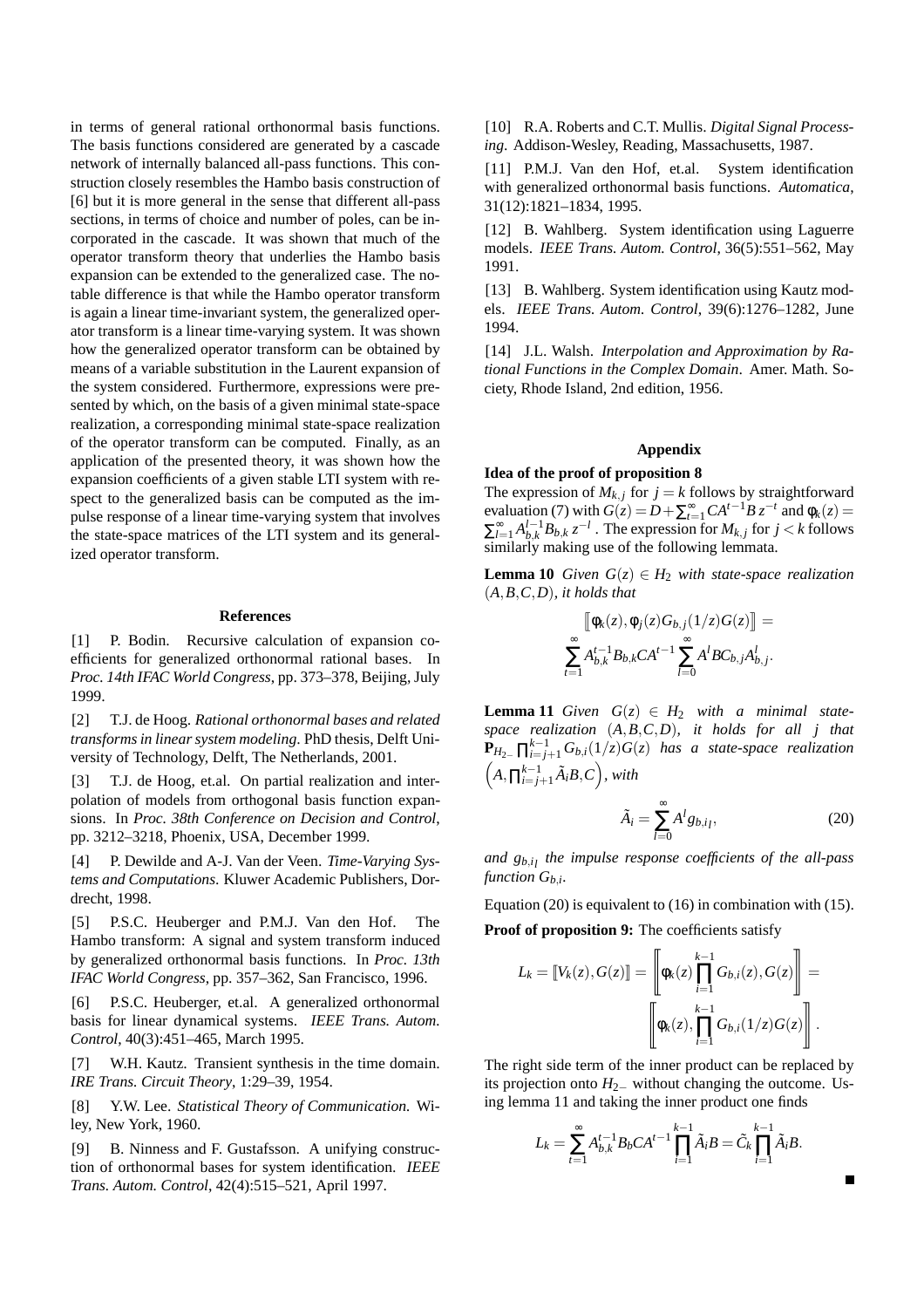in terms of general rational orthonormal basis functions. The basis functions considered are generated by a cascade network of internally balanced all-pass functions. This construction closely resembles the Hambo basis construction of [6] but it is more general in the sense that different all-pass sections, in terms of choice and number of poles, can be incorporated in the cascade. It was shown that much of the operator transform theory that underlies the Hambo basis expansion can be extended to the generalized case. The notable difference is that while the Hambo operator transform is again a linear time-invariant system, the generalized operator transform is a linear time-varying system. It was shown how the generalized operator transform can be obtained by means of a variable substitution in the Laurent expansion of the system considered. Furthermore, expressions were presented by which, on the basis of a given minimal state-space realization, a corresponding minimal state-space realization of the operator transform can be computed. Finally, as an application of the presented theory, it was shown how the expansion coefficients of a given stable LTI system with respect to the generalized basis can be computed as the impulse response of a linear time-varying system that involves the state-space matrices of the LTI system and its generalized operator transform.

## References

[1] P. Bodin. Recursive calculation of expansion coefficients for generalized orthonormal rational bases. In *Proc. 14th IFAC World Congress*, pp. 373–378, Beijing, July 1999.

[2] T.J. de Hoog. *Rational orthonormal bases and related transforms in linear system modeling*. PhD thesis, Delft University of Technology, Delft, The Netherlands, 2001.

[3] T.J. de Hoog, et.al. On partial realization and interpolation of models from orthogonal basis function expansions. In *Proc. 38th Conference on Decision and Control*, pp. 3212–3218, Phoenix, USA, December 1999.

[4] P. Dewilde and A-J. Van der Veen. *Time-Varying Systems and Computations*. Kluwer Academic Publishers, Dordrecht, 1998.

[5] P.S.C. Heuberger and P.M.J. Van den Hof. The Hambo transform: A signal and system transform induced by generalized orthonormal basis functions. In *Proc. 13th IFAC World Congress*, pp. 357–362, San Francisco, 1996.

[6] P.S.C. Heuberger, et.al. A generalized orthonormal basis for linear dynamical systems. *IEEE Trans. Autom. Control*, 40(3):451–465, March 1995.

[7] W.H. Kautz. Transient synthesis in the time domain. *IRE Trans. Circuit Theory*, 1:29–39, 1954.

[8] Y.W. Lee. *Statistical Theory of Communication*. Wiley, New York, 1960.

[9] B. Ninness and F. Gustafsson. A unifying construction of orthonormal bases for system identification. *IEEE Trans. Autom. Control*, 42(4):515–521, April 1997.

[10] R.A. Roberts and C.T. Mullis. *Digital Signal Processing*. Addison-Wesley, Reading, Massachusetts, 1987.

[11] P.M.J. Van den Hof, et.al. System identification with generalized orthonormal basis functions. *Automatica*, 31(12):1821–1834, 1995.

[12] B. Wahlberg. System identification using Laguerre models. *IEEE Trans. Autom. Control*, 36(5):551–562, May 1991.

[13] B. Wahlberg. System identification using Kautz models. *IEEE Trans. Autom. Control*, 39(6):1276–1282, June 1994.

[14] J.L. Walsh. *Interpolation and Approximation by Rational Functions in the Complex Domain*. Amer. Math. Society, Rhode Island, 2nd edition, 1956.

## Appendix

**Idea of the proof of proposition 8**

The expression of $M_{k,j}$ for $j = k$ follows by straightforward evaluation (7) with $G(z) = D + \sum_{t=1}^{\infty} CA^{t-1}B\, z^{-t}$ and $\phi_k(z) = \sum_{l=1}^{\infty} A_{b,k}^{l-1} B_{b,k}\, z^{-l}$. The expression for $M_{k,j}$ for $j < k$ follows similarly making use of the following lemmata.

**Lemma 10** *Given $G(z) \in H_2$ with state-space realization $(A,B,C,D)$, it holds that*

$$\left[\!\left[ \phi_k(z), \phi_j(z) G_{b,j}(1/z) G(z) \right]\!\right] = \sum_{t=1}^{\infty} A_{b,k}^{t-1} B_{b,k} C A^{t-1} \sum_{l=0}^{\infty} A^l B C_{b,j} A_{b,j}^l.$$

**Lemma 11** *Given $G(z) \in H_2$ with a minimal state-space realization $(A,B,C,D)$, it holds for all $j$ that $\mathbf{P}_{H_{2-}} \prod_{i=j+1}^{k-1} G_{b,i}(1/z) G(z)$ has a state-space realization $\left(A, \prod_{i=j+1}^{k-1} \tilde{A}_i B, C\right)$, with*

$$\tilde{A}_i = \sum_{l=0}^{\infty} A^l g_{b,i_l}, \tag{20}$$

*and $g_{b,i_l}$ the impulse response coefficients of the all-pass function $G_{b,i}$.*

Equation (20) is equivalent to (16) in combination with (15).

**Proof of proposition 9:** The coefficients satisfy

$$L_k = [\![ V_k(z), G(z) ]\!] = \left[\!\!\left[ \phi_k(z) \prod_{i=1}^{k-1} G_{b,i}(z), G(z) \right]\!\!\right] = \left[\!\!\left[ \phi_k(z), \prod_{i=1}^{k-1} G_{b,i}(1/z) G(z) \right]\!\!\right].$$

The right side term of the inner product can be replaced by its projection onto $H_{2-}$ without changing the outcome. Using lemma 11 and taking the inner product one finds

$$L_k = \sum_{t=1}^{\infty} A_{b,k}^{t-1} B_b C A^{t-1} \prod_{i=1}^{k-1} \tilde{A}_i B = \tilde{C}_k \prod_{i=1}^{k-1} \tilde{A}_i B.$$

■